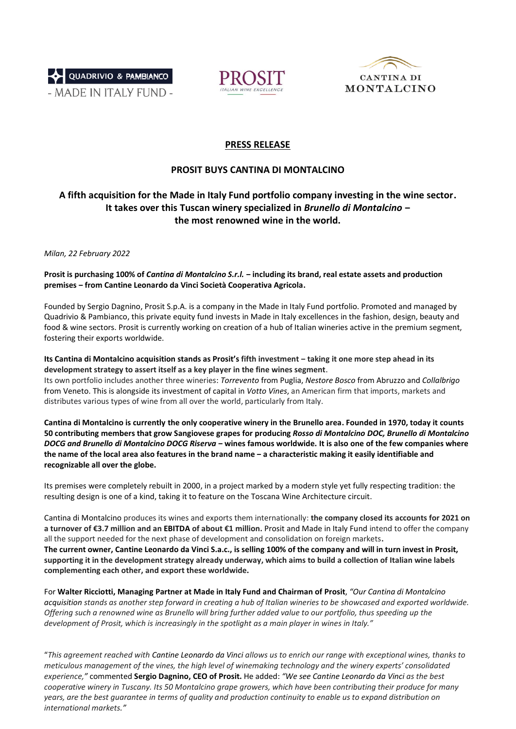QUADRIVIO & PAMBIANCO - MADE IN ITALY FUND -

PROSIT ITALIAN WINE EXCELLENCE

CANTINA DI MONTALCINO

# PRESS RELEASE

## PROSIT BUYS CANTINA DI MONTALCINO

### A fifth acquisition for the Made in Italy Fund portfolio company investing in the wine sector. It takes over this Tuscan winery specialized in *Brunello di Montalcino* – the most renowned wine in the world.

*Milan, 22 February 2022*

**Prosit is purchasing 100% of *Cantina di Montalcino S.r.l.* – including its brand, real estate assets and production premises – from Cantine Leonardo da Vinci Società Cooperativa Agricola.**

Founded by Sergio Dagnino, Prosit S.p.A. is a company in the Made in Italy Fund portfolio. Promoted and managed by Quadrivio & Pambianco, this private equity fund invests in Made in Italy excellences in the fashion, design, beauty and food & wine sectors. Prosit is currently working on creation of a hub of Italian wineries active in the premium segment, fostering their exports worldwide.

**Its Cantina di Montalcino acquisition stands as Prosit's fifth investment – taking it one more step ahead in its development strategy to assert itself as a key player in the fine wines segment**.
Its own portfolio includes another three wineries: *Torrevento* from Puglia, *Nestore Bosco* from Abruzzo and *Collalbrigo* from Veneto. This is alongside its investment of capital in *Votto Vines*, an American firm that imports, markets and distributes various types of wine from all over the world, particularly from Italy.

**Cantina di Montalcino is currently the only cooperative winery in the Brunello area. Founded in 1970, today it counts 50 contributing members that grow Sangiovese grapes for producing *Rosso di Montalcino DOC, Brunello di Montalcino DOCG and Brunello di Montalcino DOCG Riserva* – wines famous worldwide. It is also one of the few companies where the name of the local area also features in the brand name – a characteristic making it easily identifiable and recognizable all over the globe.**

Its premises were completely rebuilt in 2000, in a project marked by a modern style yet fully respecting tradition: the resulting design is one of a kind, taking it to feature on the Toscana Wine Architecture circuit.

Cantina di Montalcino produces its wines and exports them internationally: **the company closed its accounts for 2021 on a turnover of €3.7 million and an EBITDA of about €1 million.** Prosit and Made in Italy Fund intend to offer the company all the support needed for the next phase of development and consolidation on foreign markets**.**
**The current owner, Cantine Leonardo da Vinci S.a.c., is selling 100% of the company and will in turn invest in Prosit, supporting it in the development strategy already underway, which aims to build a collection of Italian wine labels complementing each other, and export these worldwide.**

For **Walter Ricciotti, Managing Partner at Made in Italy Fund and Chairman of Prosit**, *"Our Cantina di Montalcino acquisition stands as another step forward in creating a hub of Italian wineries to be showcased and exported worldwide. Offering such a renowned wine as Brunello will bring further added value to our portfolio, thus speeding up the development of Prosit, which is increasingly in the spotlight as a main player in wines in Italy."*

"*This agreement reached with Cantine Leonardo da Vinci allows us to enrich our range with exceptional wines, thanks to meticulous management of the vines, the high level of winemaking technology and the winery experts' consolidated experience,"* commented **Sergio Dagnino, CEO of Prosit.** He added: *"We see Cantine Leonardo da Vinci as the best cooperative winery in Tuscany. Its 50 Montalcino grape growers, which have been contributing their produce for many years, are the best guarantee in terms of quality and production continuity to enable us to expand distribution on international markets."*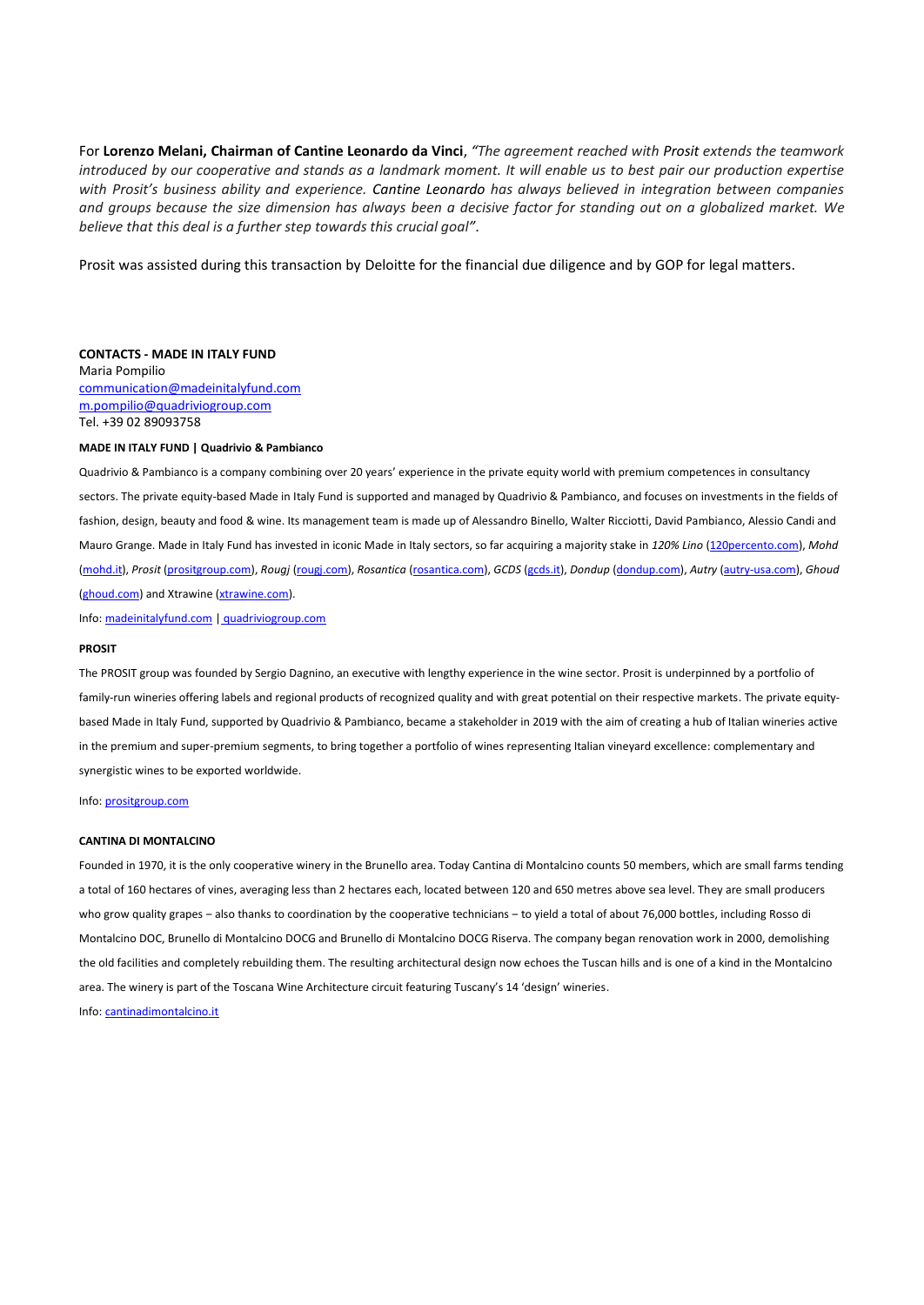For **Lorenzo Melani, Chairman of Cantine Leonardo da Vinci**, *"The agreement reached with Prosit extends the teamwork introduced by our cooperative and stands as a landmark moment. It will enable us to best pair our production expertise with Prosit's business ability and experience. Cantine Leonardo has always believed in integration between companies and groups because the size dimension has always been a decisive factor for standing out on a globalized market. We believe that this deal is a further step towards this crucial goal"*.

Prosit was assisted during this transaction by Deloitte for the financial due diligence and by GOP for legal matters.

**CONTACTS - MADE IN ITALY FUND**
Maria Pompilio
communication@madeinitalyfund.com
m.pompilio@quadriviogroup.com
Tel. +39 02 89093758

**MADE IN ITALY FUND | Quadrivio & Pambianco**

Quadrivio & Pambianco is a company combining over 20 years' experience in the private equity world with premium competences in consultancy sectors. The private equity-based Made in Italy Fund is supported and managed by Quadrivio & Pambianco, and focuses on investments in the fields of fashion, design, beauty and food & wine. Its management team is made up of Alessandro Binello, Walter Ricciotti, David Pambianco, Alessio Candi and Mauro Grange. Made in Italy Fund has invested in iconic Made in Italy sectors, so far acquiring a majority stake in *120% Lino* (120percento.com), *Mohd* (mohd.it), *Prosit* (prositgroup.com), *Rougj* (rougj.com), *Rosantica* (rosantica.com), *GCDS* (gcds.it), *Dondup* (dondup.com), *Autry* (autry-usa.com), *Ghoud* (ghoud.com) and Xtrawine (xtrawine.com).

Info: madeinitalyfund.com | quadriviogroup.com

**PROSIT**

The PROSIT group was founded by Sergio Dagnino, an executive with lengthy experience in the wine sector. Prosit is underpinned by a portfolio of family-run wineries offering labels and regional products of recognized quality and with great potential on their respective markets. The private equity-based Made in Italy Fund, supported by Quadrivio & Pambianco, became a stakeholder in 2019 with the aim of creating a hub of Italian wineries active in the premium and super-premium segments, to bring together a portfolio of wines representing Italian vineyard excellence: complementary and synergistic wines to be exported worldwide.

Info: prositgroup.com

**CANTINA DI MONTALCINO**

Founded in 1970, it is the only cooperative winery in the Brunello area. Today Cantina di Montalcino counts 50 members, which are small farms tending a total of 160 hectares of vines, averaging less than 2 hectares each, located between 120 and 650 metres above sea level. They are small producers who grow quality grapes – also thanks to coordination by the cooperative technicians – to yield a total of about 76,000 bottles, including Rosso di Montalcino DOC, Brunello di Montalcino DOCG and Brunello di Montalcino DOCG Riserva. The company began renovation work in 2000, demolishing the old facilities and completely rebuilding them. The resulting architectural design now echoes the Tuscan hills and is one of a kind in the Montalcino area. The winery is part of the Toscana Wine Architecture circuit featuring Tuscany's 14 'design' wineries.

Info: cantinadimontalcino.it